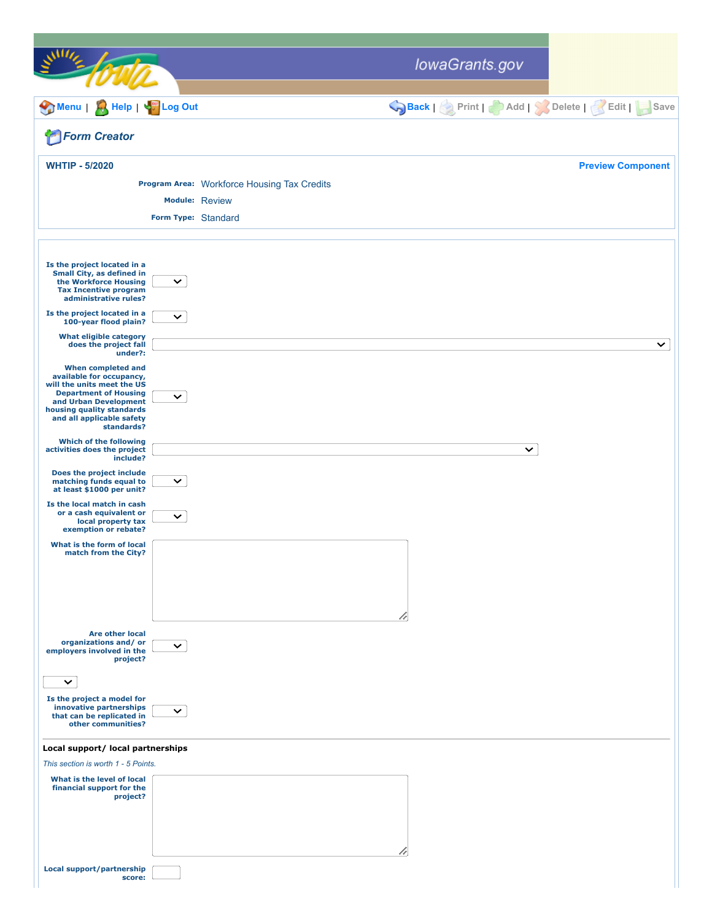IowaGrants.gov

Menu | Help | Log Out

Back | Print | Add | Delete | Edit | Save

## Form Creator

**WHTIP - 5/2020**

Preview Component

**Program Area:** Workforce Housing Tax Credits

**Module:** Review

**Form Type:** Standard

**Is the project located in a Small City, as defined in the Workforce Housing Tax Incentive program administrative rules?**

**Is the project located in a 100-year flood plain?**

**What eligible category does the project fall under?:**

**When completed and available for occupancy, will the units meet the US Department of Housing and Urban Development housing quality standards and all applicable safety standards?**

**Which of the following activities does the project include?**

**Does the project include matching funds equal to at least $1000 per unit?**

**Is the local match in cash or a cash equivalent or local property tax exemption or rebate?**

**What is the form of local match from the City?**

**Are other local organizations and/ or employers involved in the project?**

**Is the project a model for innovative partnerships that can be replicated in other communities?**

---

**Local support/ local partnerships**

*This section is worth 1 - 5 Points.*

**What is the level of local financial support for the project?**

**Local support/partnership score:**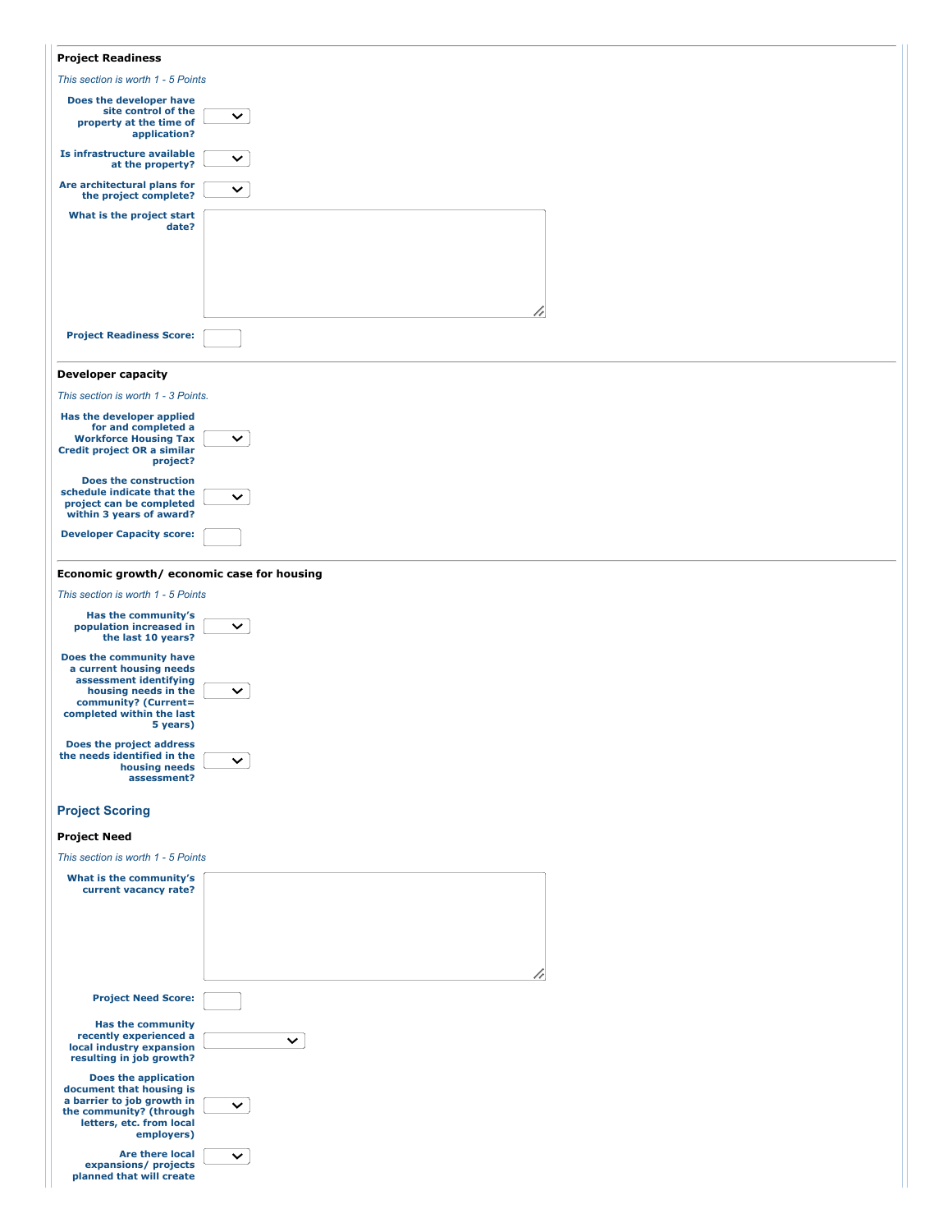### Project Readiness

*This section is worth 1 - 5 Points*

**Does the developer have site control of the property at the time of application?**

**Is infrastructure available at the property?**

**Are architectural plans for the project complete?**

**What is the project start date?**

**Project Readiness Score:**

### Developer capacity

*This section is worth 1 - 3 Points.*

**Has the developer applied for and completed a Workforce Housing Tax Credit project OR a similar project?**

**Does the construction schedule indicate that the project can be completed within 3 years of award?**

**Developer Capacity score:**

### Economic growth/ economic case for housing

*This section is worth 1 - 5 Points*

**Has the community's population increased in the last 10 years?**

**Does the community have a current housing needs assessment identifying housing needs in the community? (Current= completed within the last 5 years)**

**Does the project address the needs identified in the housing needs assessment?**

## Project Scoring

### Project Need

*This section is worth 1 - 5 Points*

**What is the community's current vacancy rate?**

**Project Need Score:**

**Has the community recently experienced a local industry expansion resulting in job growth?**

**Does the application document that housing is a barrier to job growth in the community? (through letters, etc. from local employers)**

**Are there local expansions/ projects planned that will create**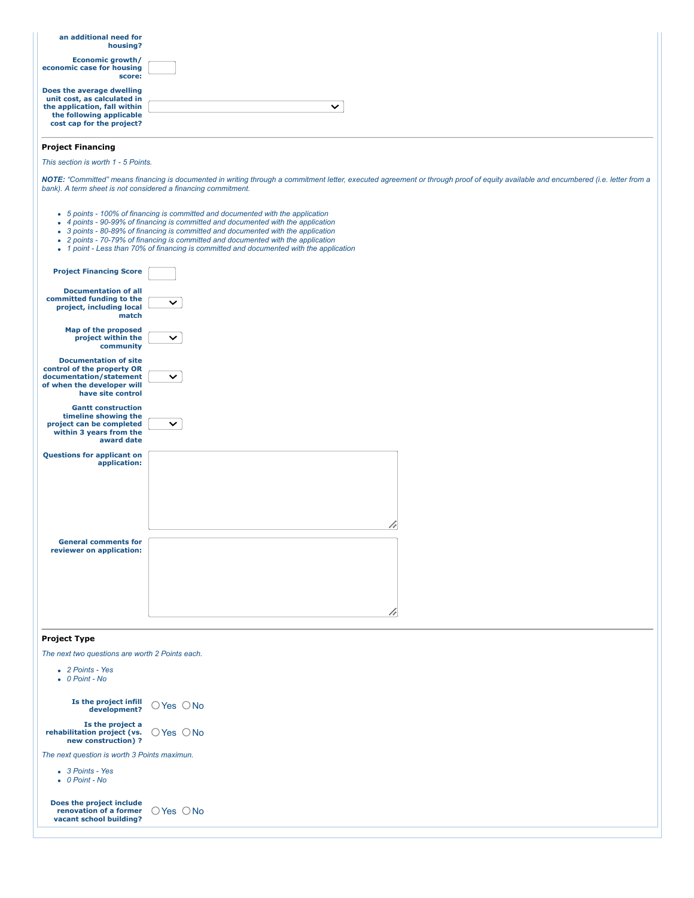**an additional need for housing?**

**Economic growth/ economic case for housing score:**

**Does the average dwelling unit cost, as calculated in the application, fall within the following applicable cost cap for the project?**

### Project Financing

*This section is worth 1 - 5 Points.*

***NOTE:** "Committed" means financing is documented in writing through a commitment letter, executed agreement or through proof of equity available and encumbered (i.e. letter from a bank). A term sheet is not considered a financing commitment.*

- *5 points - 100% of financing is committed and documented with the application*
- *4 points - 90-99% of financing is committed and documented with the application*
- *3 points - 80-89% of financing is committed and documented with the application*
- *2 points - 70-79% of financing is committed and documented with the application*
- *1 point - Less than 70% of financing is committed and documented with the application*

**Project Financing Score**

**Documentation of all committed funding to the project, including local match**

**Map of the proposed project within the community**

**Documentation of site control of the property OR documentation/statement of when the developer will have site control**

**Gantt construction timeline showing the project can be completed within 3 years from the award date**

**Questions for applicant on application:**

**General comments for reviewer on application:**

### Project Type

*The next two questions are worth 2 Points each.*

- *2 Points - Yes*
- *0 Point - No*

**Is the project infill development?** ○ Yes ○ No

**Is the project a rehabilitation project (vs. new construction) ?** ○ Yes ○ No

*The next question is worth 3 Points maximun.*

- *3 Points - Yes*
- *0 Point - No*

**Does the project include renovation of a former vacant school building?** ○ Yes ○ No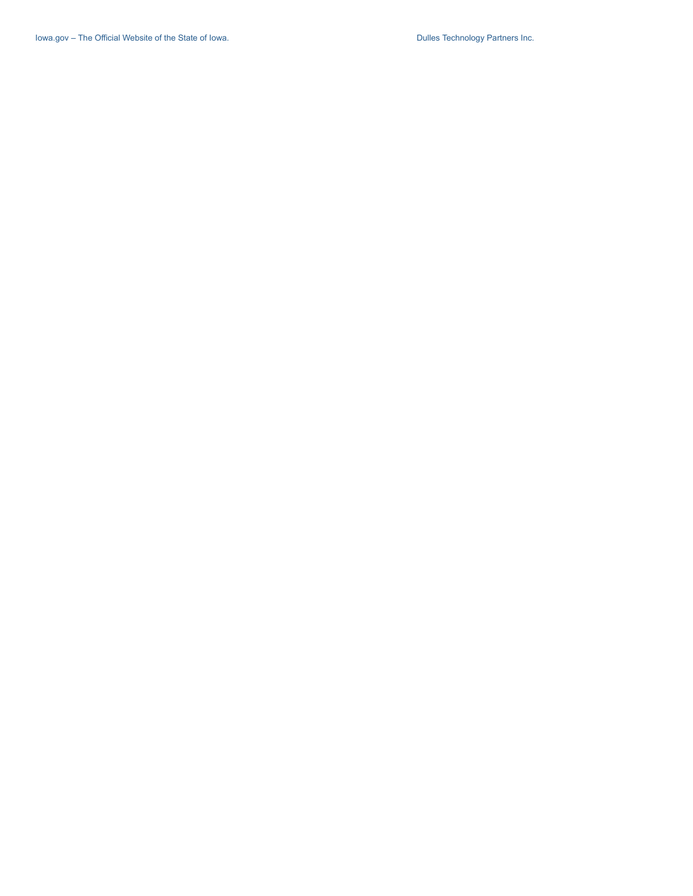Iowa.gov – The Official Website of the State of Iowa.

Dulles Technology Partners Inc.